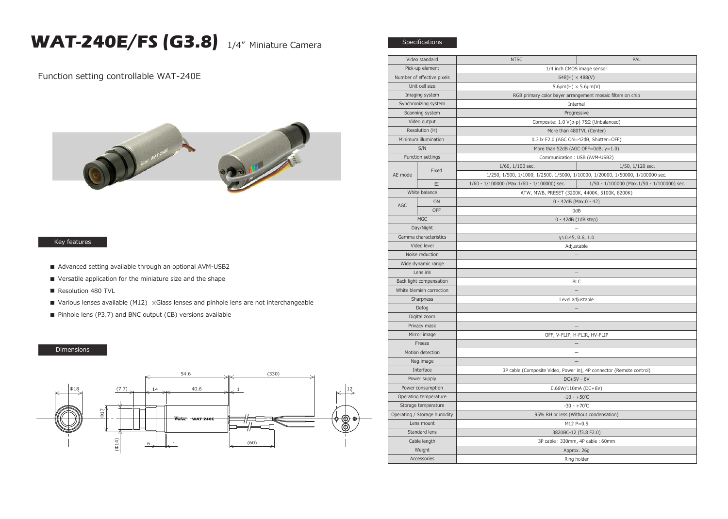# WAT-240E/FS (G3.8) 1/4" Miniature Camera

Function setting controllable WAT-240E

## Key features

- Advanced setting available through an optional AVM-USB2
- Versatile application for the miniature size and the shape
- Resolution 480 TVL
- Various lenses available (M12) ※Glass lenses and pinhole lens are not interchangeable
- Pinhole lens (P3.7) and BNC output (CB) versions available

## Dimensions

## Specifications

| Video standard | | NTSC | PAL |
|---|---|---|---|
| Pick-up element | | 1/4 inch CMOS image sensor | |
| Number of effective pixels | | 648(H) × 488(V) | |
| Unit cell size | | 5.6μm(H) × 5.6μm(V) | |
| Imaging system | | RGB primary color bayer arrangement mosaic filters on chip | |
| Synchronizing system | | Internal | |
| Scanning system | | Progressive | |
| Video output | | Composite: 1.0 V(p-p) 75Ω (Unbalanced) | |
| Resolution (H) | | More than 480TVL (Center) | |
| Minimum illumination | | 0.3 lx F2.0 (AGC ON=42dB, Shutter=OFF) | |
| S/N | | More than 52dB (AGC OFF=0dB, γ=1.0) | |
| Function settings | | Communication : USB (AVM-USB2) | |
| AE mode | Fixed | 1/60, 1/100 sec. | 1/50, 1/120 sec. |
| | | 1/250, 1/500, 1/1000, 1/2500, 1/5000, 1/10000, 1/20000, 1/50000, 1/100000 sec. | |
| | EI | 1/60 - 1/100000 (Max.1/60 - 1/100000) sec. | 1/50 - 1/100000 (Max.1/50 - 1/100000) sec. |
| White balance | | ATW, MWB, PRESET (3200K, 4400K, 5100K, 8200K) | |
| AGC | ON | 0 - 42dB (Max.0 - 42) | |
| | OFF | 0dB | |
| MGC | | 0 - 42dB (1dB step) | |
| Day/Night | | – | |
| Gamma characteristics | | γ≒0.45, 0.6, 1.0 | |
| Video level | | Adjustable | |
| Noise reduction | | – | |
| Wide dynamic range | | | |
| Lens iris | | – | |
| Back light compensation | | BLC | |
| White blemish correction | | – | |
| Sharpness | | Level adjustable | |
| Defog | | – | |
| Digital zoom | | – | |
| Privacy mask | | – | |
| Mirror image | | OFF, V-FLIP, H-FLIR, HV-FLIP | |
| Freeze | | – | |
| Motion detection | | – | |
| Neg.image | | – | |
| Interface | | 3P cable (Composite Video, Power in), 4P connector (Remote control) | |
| Power supply | | DC+5V - 6V | |
| Power consumption | | 0.66W/110mA (DC+6V) | |
| Operating temperature | | -10 - +50℃ | |
| Storage temperature | | -30 - +70℃ | |
| Operating / Storage humidity | | 95% RH or less (Without condensation) | |
| Lens mount | | M12 P=0.5 | |
| Standard lens | | 3820BC-12 (f3.8 F2.0) | |
| Cable length | | 3P cable : 330mm, 4P cable : 60mm | |
| Weight | | Approx. 26g | |
| Accessories | | Ring holder | |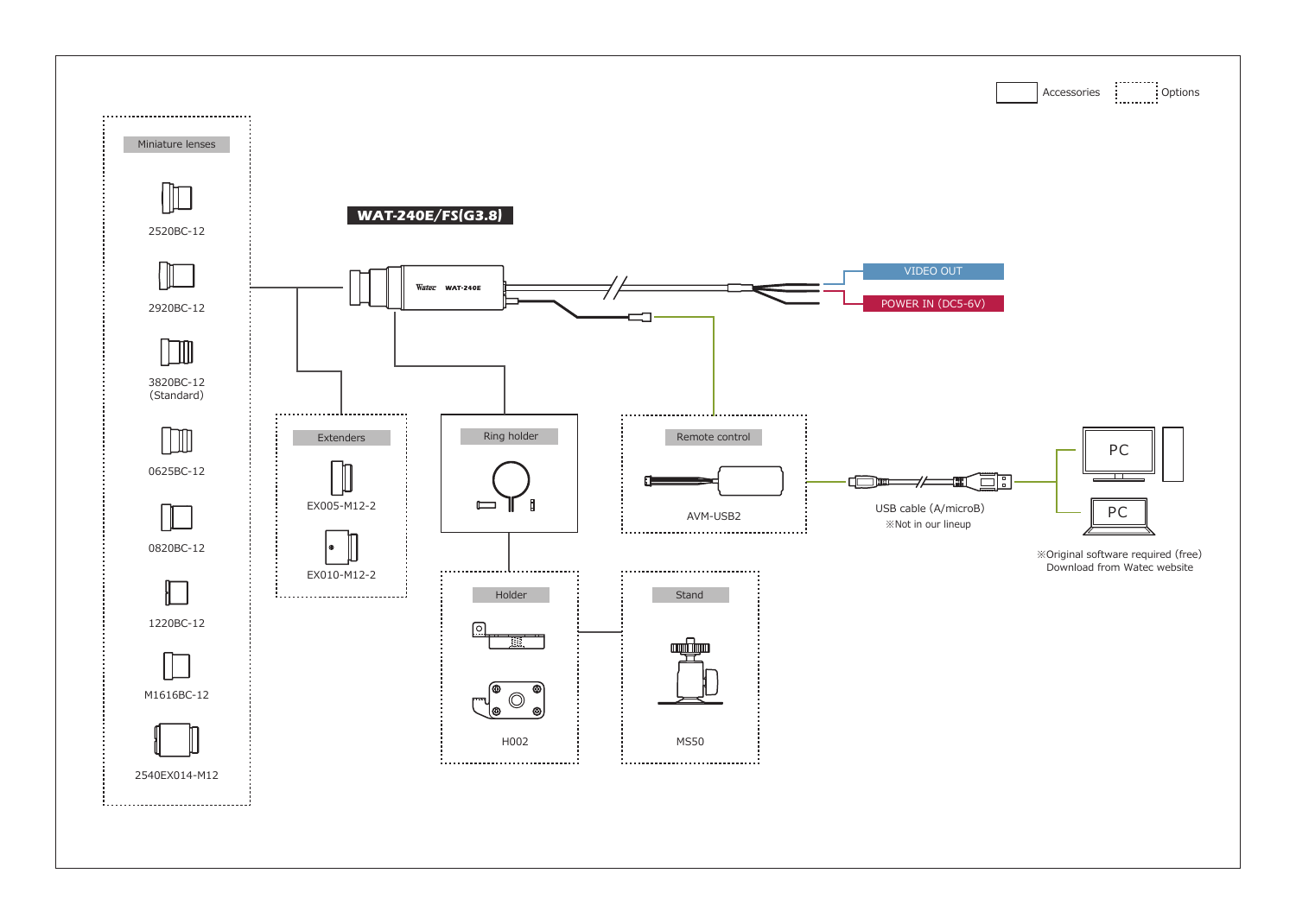Accessories　Options

## WAT-240E/FS(G3.8)

### Miniature lenses

2520BC-12

2920BC-12

3820BC-12
(Standard)

0625BC-12

0820BC-12

1220BC-12

M1616BC-12

2540EX014-M12

### Extenders

EX005-M12-2

EX010-M12-2

### Ring holder

### Holder

H002

### Stand

MS50

### Remote control

AVM-USB2

VIDEO OUT

POWER IN (DC5-6V)

USB cable (A/microB)
※Not in our lineup

PC

PC

※Original software required (free)
Download from Watec website